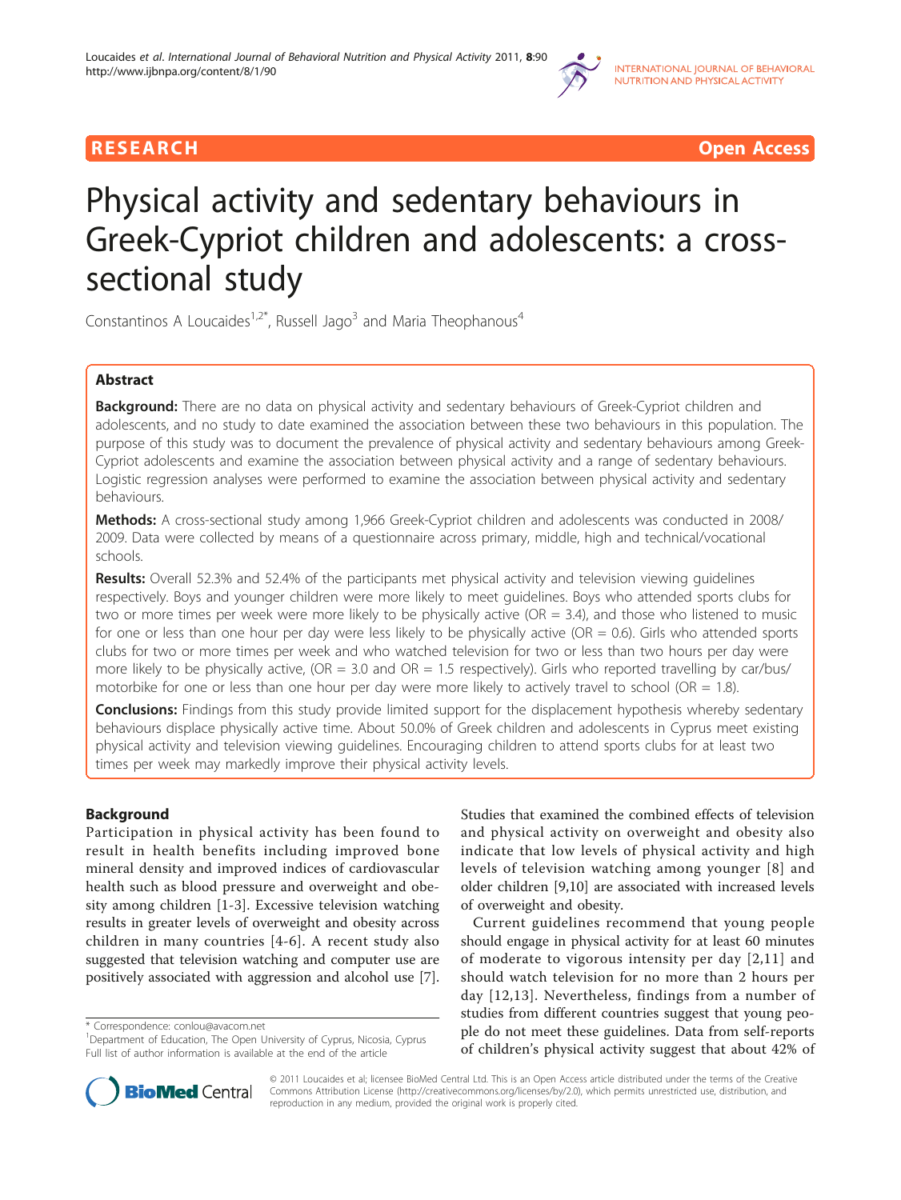RESEARCH Open Access

# Physical activity and sedentary behaviours in Greek-Cypriot children and adolescents: a cross-sectional study

Constantinos A Loucaides[1,2*], Russell Jago[3] and Maria Theophanous[4]

## Abstract

**Background:** There are no data on physical activity and sedentary behaviours of Greek-Cypriot children and adolescents, and no study to date examined the association between these two behaviours in this population. The purpose of this study was to document the prevalence of physical activity and sedentary behaviours among Greek-Cypriot adolescents and examine the association between physical activity and a range of sedentary behaviours. Logistic regression analyses were performed to examine the association between physical activity and sedentary behaviours.

**Methods:** A cross-sectional study among 1,966 Greek-Cypriot children and adolescents was conducted in 2008/2009. Data were collected by means of a questionnaire across primary, middle, high and technical/vocational schools.

**Results:** Overall 52.3% and 52.4% of the participants met physical activity and television viewing guidelines respectively. Boys and younger children were more likely to meet guidelines. Boys who attended sports clubs for two or more times per week were more likely to be physically active (OR = 3.4), and those who listened to music for one or less than one hour per day were less likely to be physically active (OR = 0.6). Girls who attended sports clubs for two or more times per week and who watched television for two or less than two hours per day were more likely to be physically active, (OR = 3.0 and OR = 1.5 respectively). Girls who reported travelling by car/bus/motorbike for one or less than one hour per day were more likely to actively travel to school (OR = 1.8).

**Conclusions:** Findings from this study provide limited support for the displacement hypothesis whereby sedentary behaviours displace physically active time. About 50.0% of Greek children and adolescents in Cyprus meet existing physical activity and television viewing guidelines. Encouraging children to attend sports clubs for at least two times per week may markedly improve their physical activity levels.

## Background

Participation in physical activity has been found to result in health benefits including improved bone mineral density and improved indices of cardiovascular health such as blood pressure and overweight and obesity among children [1-3]. Excessive television watching results in greater levels of overweight and obesity across children in many countries [4-6]. A recent study also suggested that television watching and computer use are positively associated with aggression and alcohol use [7].

Studies that examined the combined effects of television and physical activity on overweight and obesity also indicate that low levels of physical activity and high levels of television watching among younger [8] and older children [9,10] are associated with increased levels of overweight and obesity.

Current guidelines recommend that young people should engage in physical activity for at least 60 minutes of moderate to vigorous intensity per day [2,11] and should watch television for no more than 2 hours per day [12,13]. Nevertheless, findings from a number of studies from different countries suggest that young people do not meet these guidelines. Data from self-reports of children's physical activity suggest that about 42% of

\* Correspondence: conlou@avacom.net
[1]Department of Education, The Open University of Cyprus, Nicosia, Cyprus
Full list of author information is available at the end of the article

© 2011 Loucaides et al; licensee BioMed Central Ltd. This is an Open Access article distributed under the terms of the Creative Commons Attribution License (http://creativecommons.org/licenses/by/2.0), which permits unrestricted use, distribution, and reproduction in any medium, provided the original work is properly cited.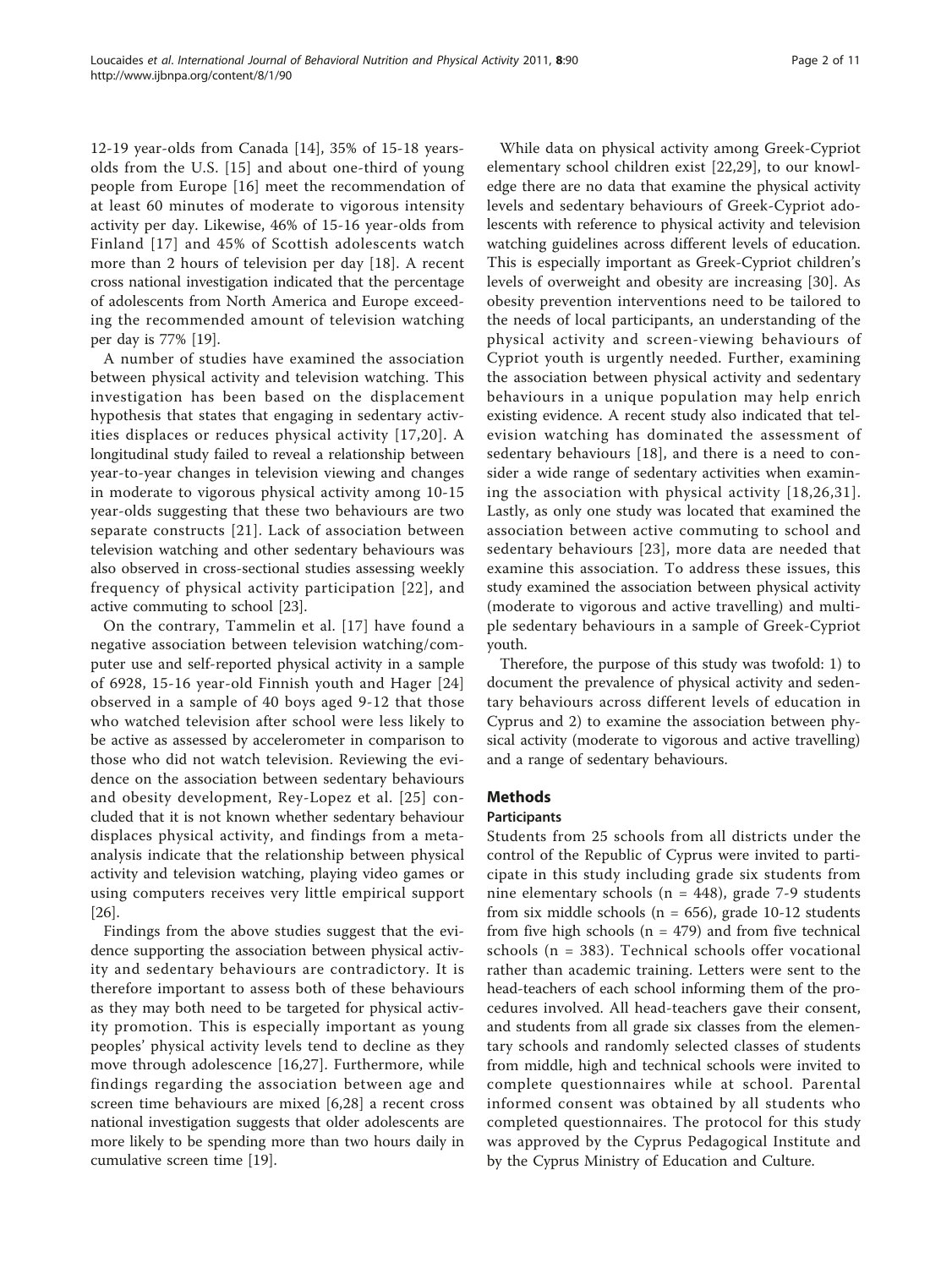12-19 year-olds from Canada [14], 35% of 15-18 years-olds from the U.S. [15] and about one-third of young people from Europe [16] meet the recommendation of at least 60 minutes of moderate to vigorous intensity activity per day. Likewise, 46% of 15-16 year-olds from Finland [17] and 45% of Scottish adolescents watch more than 2 hours of television per day [18]. A recent cross national investigation indicated that the percentage of adolescents from North America and Europe exceeding the recommended amount of television watching per day is 77% [19].

A number of studies have examined the association between physical activity and television watching. This investigation has been based on the displacement hypothesis that states that engaging in sedentary activities displaces or reduces physical activity [17,20]. A longitudinal study failed to reveal a relationship between year-to-year changes in television viewing and changes in moderate to vigorous physical activity among 10-15 year-olds suggesting that these two behaviours are two separate constructs [21]. Lack of association between television watching and other sedentary behaviours was also observed in cross-sectional studies assessing weekly frequency of physical activity participation [22], and active commuting to school [23].

On the contrary, Tammelin et al. [17] have found a negative association between television watching/computer use and self-reported physical activity in a sample of 6928, 15-16 year-old Finnish youth and Hager [24] observed in a sample of 40 boys aged 9-12 that those who watched television after school were less likely to be active as assessed by accelerometer in comparison to those who did not watch television. Reviewing the evidence on the association between sedentary behaviours and obesity development, Rey-Lopez et al. [25] concluded that it is not known whether sedentary behaviour displaces physical activity, and findings from a meta-analysis indicate that the relationship between physical activity and television watching, playing video games or using computers receives very little empirical support [26].

Findings from the above studies suggest that the evidence supporting the association between physical activity and sedentary behaviours are contradictory. It is therefore important to assess both of these behaviours as they may both need to be targeted for physical activity promotion. This is especially important as young peoples' physical activity levels tend to decline as they move through adolescence [16,27]. Furthermore, while findings regarding the association between age and screen time behaviours are mixed [6,28] a recent cross national investigation suggests that older adolescents are more likely to be spending more than two hours daily in cumulative screen time [19].

While data on physical activity among Greek-Cypriot elementary school children exist [22,29], to our knowledge there are no data that examine the physical activity levels and sedentary behaviours of Greek-Cypriot adolescents with reference to physical activity and television watching guidelines across different levels of education. This is especially important as Greek-Cypriot children's levels of overweight and obesity are increasing [30]. As obesity prevention interventions need to be tailored to the needs of local participants, an understanding of the physical activity and screen-viewing behaviours of Cypriot youth is urgently needed. Further, examining the association between physical activity and sedentary behaviours in a unique population may help enrich existing evidence. A recent study also indicated that television watching has dominated the assessment of sedentary behaviours [18], and there is a need to consider a wide range of sedentary activities when examining the association with physical activity [18,26,31]. Lastly, as only one study was located that examined the association between active commuting to school and sedentary behaviours [23], more data are needed that examine this association. To address these issues, this study examined the association between physical activity (moderate to vigorous and active travelling) and multiple sedentary behaviours in a sample of Greek-Cypriot youth.

Therefore, the purpose of this study was twofold: 1) to document the prevalence of physical activity and sedentary behaviours across different levels of education in Cyprus and 2) to examine the association between physical activity (moderate to vigorous and active travelling) and a range of sedentary behaviours.

## Methods

### Participants

Students from 25 schools from all districts under the control of the Republic of Cyprus were invited to participate in this study including grade six students from nine elementary schools (n = 448), grade 7-9 students from six middle schools (n = 656), grade 10-12 students from five high schools (n = 479) and from five technical schools (n = 383). Technical schools offer vocational rather than academic training. Letters were sent to the head-teachers of each school informing them of the procedures involved. All head-teachers gave their consent, and students from all grade six classes from the elementary schools and randomly selected classes of students from middle, high and technical schools were invited to complete questionnaires while at school. Parental informed consent was obtained by all students who completed questionnaires. The protocol for this study was approved by the Cyprus Pedagogical Institute and by the Cyprus Ministry of Education and Culture.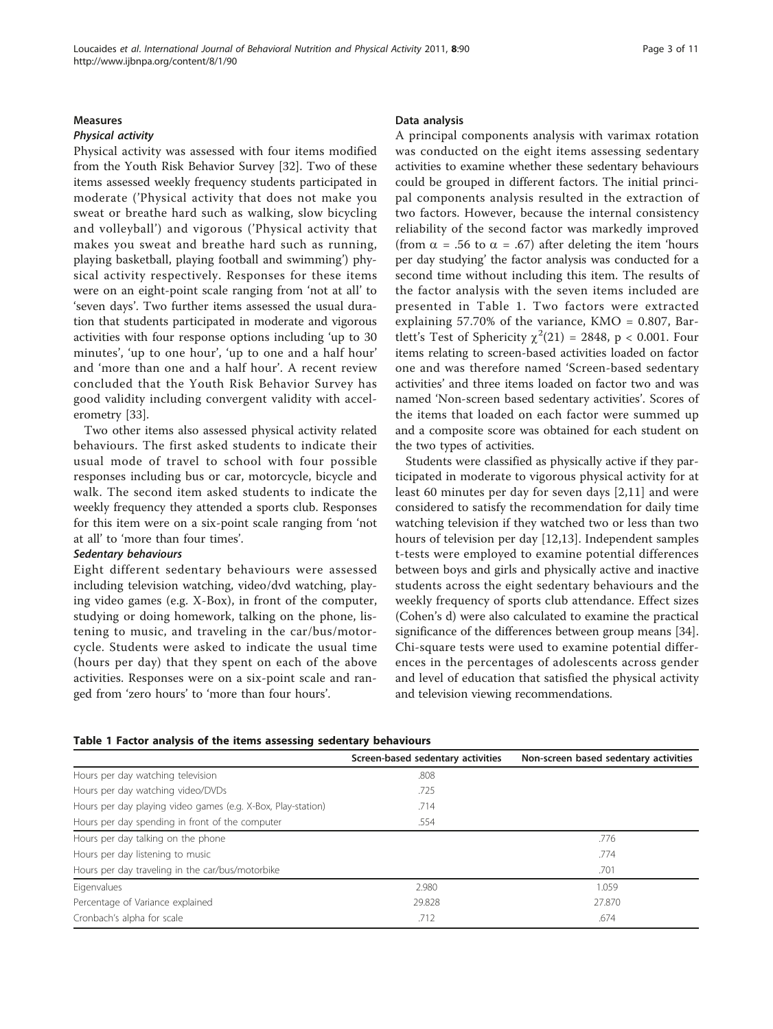## Measures

### Physical activity

Physical activity was assessed with four items modified from the Youth Risk Behavior Survey [32]. Two of these items assessed weekly frequency students participated in moderate ('Physical activity that does not make you sweat or breathe hard such as walking, slow bicycling and volleyball') and vigorous ('Physical activity that makes you sweat and breathe hard such as running, playing basketball, playing football and swimming') physical activity respectively. Responses for these items were on an eight-point scale ranging from 'not at all' to 'seven days'. Two further items assessed the usual duration that students participated in moderate and vigorous activities with four response options including 'up to 30 minutes', 'up to one hour', 'up to one and a half hour' and 'more than one and a half hour'. A recent review concluded that the Youth Risk Behavior Survey has good validity including convergent validity with accelerometry [33].

Two other items also assessed physical activity related behaviours. The first asked students to indicate their usual mode of travel to school with four possible responses including bus or car, motorcycle, bicycle and walk. The second item asked students to indicate the weekly frequency they attended a sports club. Responses for this item were on a six-point scale ranging from 'not at all' to 'more than four times'.

### Sedentary behaviours

Eight different sedentary behaviours were assessed including television watching, video/dvd watching, playing video games (e.g. X-Box), in front of the computer, studying or doing homework, talking on the phone, listening to music, and traveling in the car/bus/motorcycle. Students were asked to indicate the usual time (hours per day) that they spent on each of the above activities. Responses were on a six-point scale and ranged from 'zero hours' to 'more than four hours'.

## Data analysis

A principal components analysis with varimax rotation was conducted on the eight items assessing sedentary activities to examine whether these sedentary behaviours could be grouped in different factors. The initial principal components analysis resulted in the extraction of two factors. However, because the internal consistency reliability of the second factor was markedly improved (from $\alpha = .56$ to $\alpha = .67$) after deleting the item 'hours per day studying' the factor analysis was conducted for a second time without including this item. The results of the factor analysis with the seven items included are presented in Table 1. Two factors were extracted explaining 57.70% of the variance, KMO = 0.807, Bartlett's Test of Sphericity $\chi^2(21) = 2848$, $p < 0.001$. Four items relating to screen-based activities loaded on factor one and was therefore named 'Screen-based sedentary activities' and three items loaded on factor two and was named 'Non-screen based sedentary activities'. Scores of the items that loaded on each factor were summed up and a composite score was obtained for each student on the two types of activities.

Students were classified as physically active if they participated in moderate to vigorous physical activity for at least 60 minutes per day for seven days [2,11] and were considered to satisfy the recommendation for daily time watching television if they watched two or less than two hours of television per day [12,13]. Independent samples t-tests were employed to examine potential differences between boys and girls and physically active and inactive students across the eight sedentary behaviours and the weekly frequency of sports club attendance. Effect sizes (Cohen's d) were also calculated to examine the practical significance of the differences between group means [34]. Chi-square tests were used to examine potential differences in the percentages of adolescents across gender and level of education that satisfied the physical activity and television viewing recommendations.

**Table 1 Factor analysis of the items assessing sedentary behaviours**

| | Screen-based sedentary activities | Non-screen based sedentary activities |
|---|---|---|
| Hours per day watching television | .808 | |
| Hours per day watching video/DVDs | .725 | |
| Hours per day playing video games (e.g. X-Box, Play-station) | .714 | |
| Hours per day spending in front of the computer | .554 | |
| Hours per day talking on the phone | | .776 |
| Hours per day listening to music | | .774 |
| Hours per day traveling in the car/bus/motorbike | | .701 |
| Eigenvalues | 2.980 | 1.059 |
| Percentage of Variance explained | 29.828 | 27.870 |
| Cronbach's alpha for scale | .712 | .674 |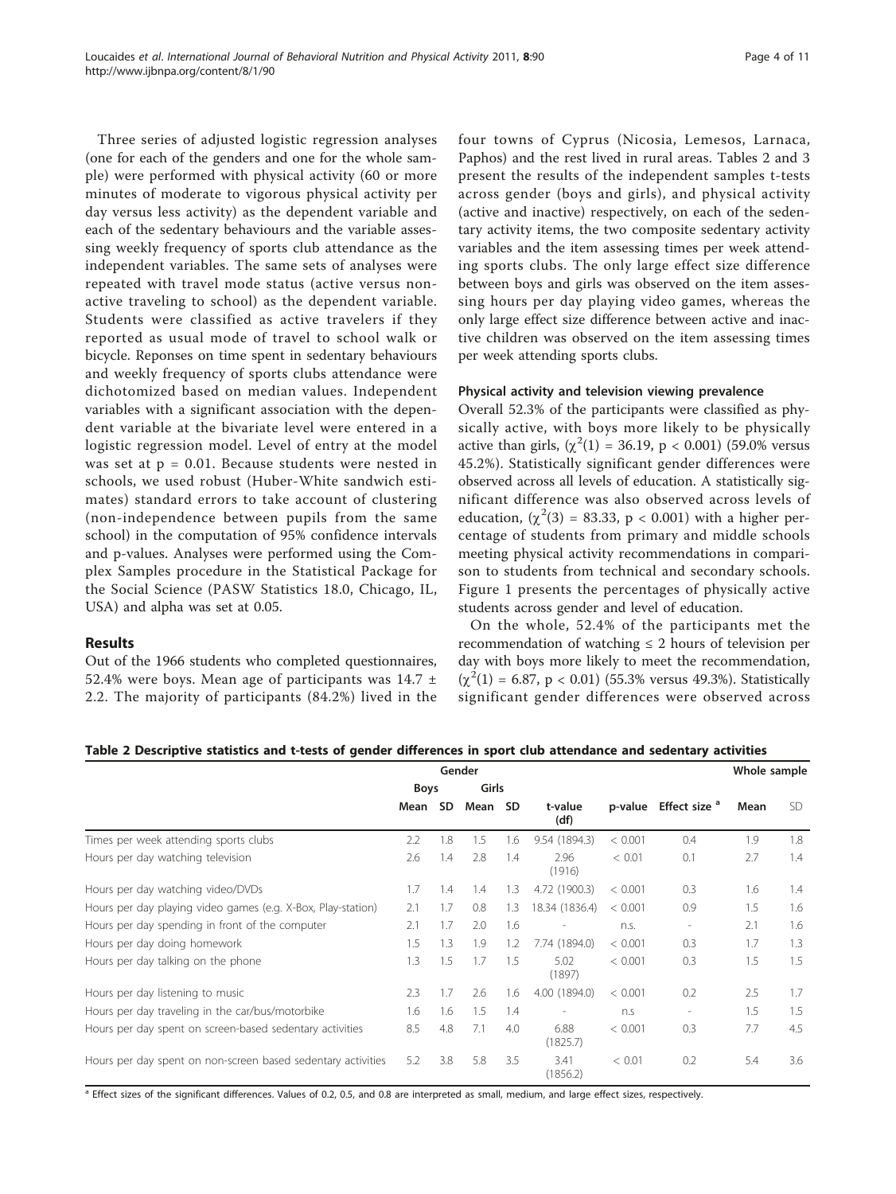Three series of adjusted logistic regression analyses (one for each of the genders and one for the whole sample) were performed with physical activity (60 or more minutes of moderate to vigorous physical activity per day versus less activity) as the dependent variable and each of the sedentary behaviours and the variable assessing weekly frequency of sports club attendance as the independent variables. The same sets of analyses were repeated with travel mode status (active versus non-active traveling to school) as the dependent variable. Students were classified as active travelers if they reported as usual mode of travel to school walk or bicycle. Reponses on time spent in sedentary behaviours and weekly frequency of sports clubs attendance were dichotomized based on median values. Independent variables with a significant association with the dependent variable at the bivariate level were entered in a logistic regression model. Level of entry at the model was set at $p = 0.01$. Because students were nested in schools, we used robust (Huber-White sandwich estimates) standard errors to take account of clustering (non-independence between pupils from the same school) in the computation of 95% confidence intervals and p-values. Analyses were performed using the Complex Samples procedure in the Statistical Package for the Social Science (PASW Statistics 18.0, Chicago, IL, USA) and alpha was set at 0.05.

## Results

Out of the 1966 students who completed questionnaires, 52.4% were boys. Mean age of participants was 14.7 ± 2.2. The majority of participants (84.2%) lived in the four towns of Cyprus (Nicosia, Lemesos, Larnaca, Paphos) and the rest lived in rural areas. Tables 2 and 3 present the results of the independent samples t-tests across gender (boys and girls), and physical activity (active and inactive) respectively, on each of the sedentary activity items, the two composite sedentary activity variables and the item assessing times per week attending sports clubs. The only large effect size difference between boys and girls was observed on the item assessing hours per day playing video games, whereas the only large effect size difference between active and inactive children was observed on the item assessing times per week attending sports clubs.

### Physical activity and television viewing prevalence

Overall 52.3% of the participants were classified as physically active, with boys more likely to be physically active than girls, ($\chi^2(1) = 36.19$, $p < 0.001$) (59.0% versus 45.2%). Statistically significant gender differences were observed across all levels of education. A statistically significant difference was also observed across levels of education, ($\chi^2(3) = 83.33$, $p < 0.001$) with a higher percentage of students from primary and middle schools meeting physical activity recommendations in comparison to students from technical and secondary schools. Figure 1 presents the percentages of physically active students across gender and level of education.

On the whole, 52.4% of the participants met the recommendation of watching ≤ 2 hours of television per day with boys more likely to meet the recommendation, ($\chi^2(1) = 6.87$, $p < 0.01$) (55.3% versus 49.3%). Statistically significant gender differences were observed across

**Table 2 Descriptive statistics and t-tests of gender differences in sport club attendance and sedentary activities**

| | Gender | | | | | | | Whole sample | |
|---|---|---|---|---|---|---|---|---|---|
| | Boys | | Girls | | | | | | |
| | Mean | SD | Mean | SD | t-value (df) | p-value | Effect size [a] | Mean | SD |
| Times per week attending sports clubs | 2.2 | 1.8 | 1.5 | 1.6 | 9.54 (1894.3) | < 0.001 | 0.4 | 1.9 | 1.8 |
| Hours per day watching television | 2.6 | 1.4 | 2.8 | 1.4 | 2.96 (1916) | < 0.01 | 0.1 | 2.7 | 1.4 |
| Hours per day watching video/DVDs | 1.7 | 1.4 | 1.4 | 1.3 | 4.72 (1900.3) | < 0.001 | 0.3 | 1.6 | 1.4 |
| Hours per day playing video games (e.g. X-Box, Play-station) | 2.1 | 1.7 | 0.8 | 1.3 | 18.34 (1836.4) | < 0.001 | 0.9 | 1.5 | 1.6 |
| Hours per day spending in front of the computer | 2.1 | 1.7 | 2.0 | 1.6 | - | n.s. | - | 2.1 | 1.6 |
| Hours per day doing homework | 1.5 | 1.3 | 1.9 | 1.2 | 7.74 (1894.0) | < 0.001 | 0.3 | 1.7 | 1.3 |
| Hours per day talking on the phone | 1.3 | 1.5 | 1.7 | 1.5 | 5.02 (1897) | < 0.001 | 0.3 | 1.5 | 1.5 |
| Hours per day listening to music | 2.3 | 1.7 | 2.6 | 1.6 | 4.00 (1894.0) | < 0.001 | 0.2 | 2.5 | 1.7 |
| Hours per day traveling in the car/bus/motorbike | 1.6 | 1.6 | 1.5 | 1.4 | - | n.s | - | 1.5 | 1.5 |
| Hours per day spent on screen-based sedentary activities | 8.5 | 4.8 | 7.1 | 4.0 | 6.88 (1825.7) | < 0.001 | 0.3 | 7.7 | 4.5 |
| Hours per day spent on non-screen based sedentary activities | 5.2 | 3.8 | 5.8 | 3.5 | 3.41 (1856.2) | < 0.01 | 0.2 | 5.4 | 3.6 |

[a] Effect sizes of the significant differences. Values of 0.2, 0.5, and 0.8 are interpreted as small, medium, and large effect sizes, respectively.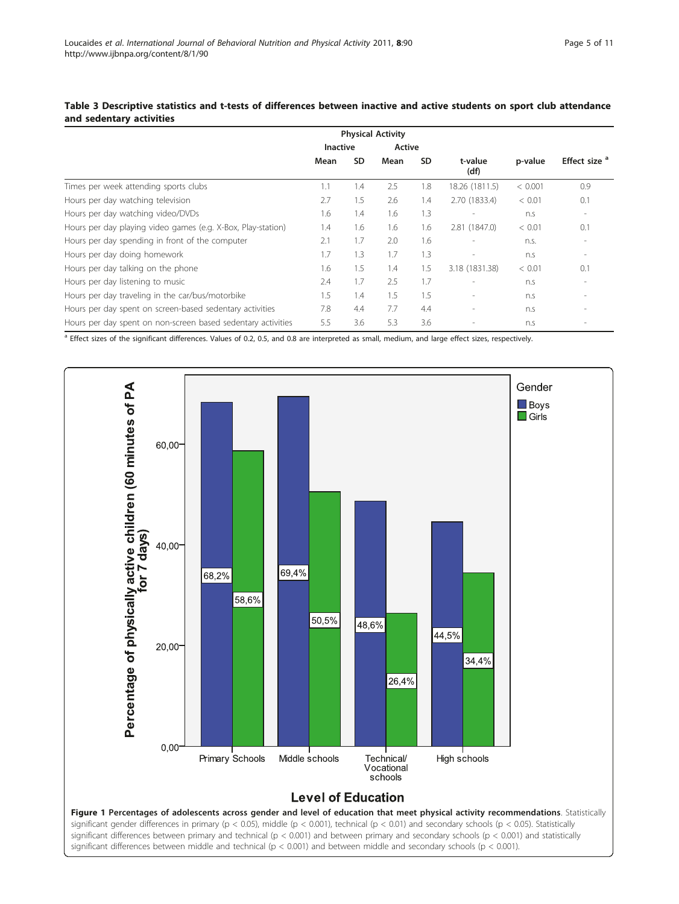**Table 3 Descriptive statistics and t-tests of differences between inactive and active students on sport club attendance and sedentary activities**

| | Physical Activity | | | | | | |
|---|---|---|---|---|---|---|---|
| | Inactive | | Active | | | | |
| | Mean | SD | Mean | SD | t-value (df) | p-value | Effect size [a] |
| Times per week attending sports clubs | 1.1 | 1.4 | 2.5 | 1.8 | 18.26 (1811.5) | < 0.001 | 0.9 |
| Hours per day watching television | 2.7 | 1.5 | 2.6 | 1.4 | 2.70 (1833.4) | < 0.01 | 0.1 |
| Hours per day watching video/DVDs | 1.6 | 1.4 | 1.6 | 1.3 | - | n.s | - |
| Hours per day playing video games (e.g. X-Box, Play-station) | 1.4 | 1.6 | 1.6 | 1.6 | 2.81 (1847.0) | < 0.01 | 0.1 |
| Hours per day spending in front of the computer | 2.1 | 1.7 | 2.0 | 1.6 | - | n.s. | - |
| Hours per day doing homework | 1.7 | 1.3 | 1.7 | 1.3 | - | n.s | - |
| Hours per day talking on the phone | 1.6 | 1.5 | 1.4 | 1.5 | 3.18 (1831.38) | < 0.01 | 0.1 |
| Hours per day listening to music | 2.4 | 1.7 | 2.5 | 1.7 | - | n.s | - |
| Hours per day traveling in the car/bus/motorbike | 1.5 | 1.4 | 1.5 | 1.5 | - | n.s | - |
| Hours per day spent on screen-based sedentary activities | 7.8 | 4.4 | 7.7 | 4.4 | - | n.s | - |
| Hours per day spent on non-screen based sedentary activities | 5.5 | 3.6 | 5.3 | 3.6 | - | n.s | - |

[a] Effect sizes of the significant differences. Values of 0.2, 0.5, and 0.8 are interpreted as small, medium, and large effect sizes, respectively.

**Figure 1 Percentages of adolescents across gender and level of education that meet physical activity recommendations**. Statistically significant gender differences in primary ($p < 0.05$), middle ($p < 0.001$), technical ($p < 0.01$) and secondary schools ($p < 0.05$). Statistically significant differences between primary and technical ($p < 0.001$) and between primary and secondary schools ($p < 0.001$) and statistically significant differences between middle and technical ($p < 0.001$) and between middle and secondary schools ($p < 0.001$).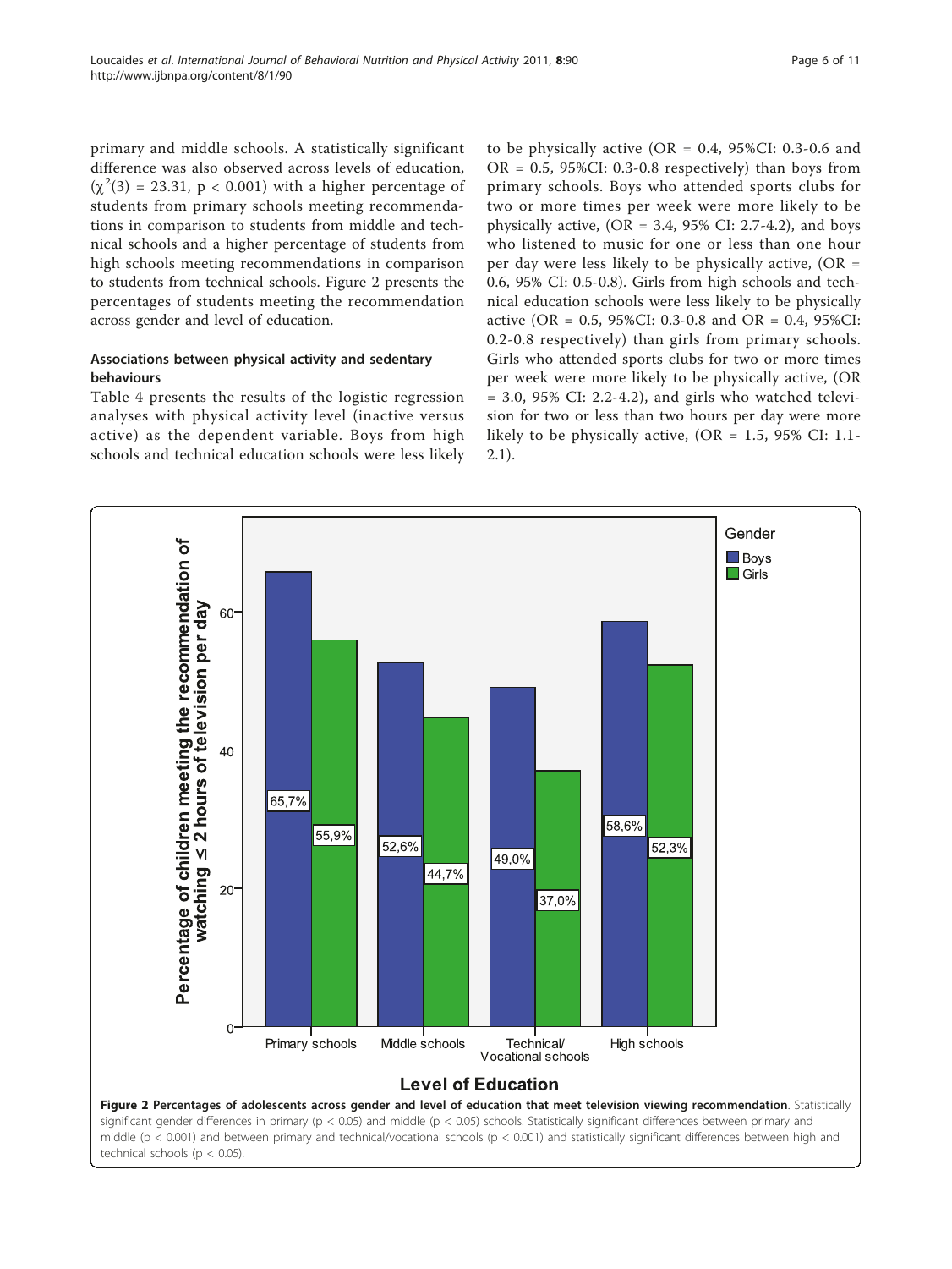primary and middle schools. A statistically significant difference was also observed across levels of education, ($\chi^2(3) = 23.31$, $p < 0.001$) with a higher percentage of students from primary schools meeting recommendations in comparison to students from middle and technical schools and a higher percentage of students from high schools meeting recommendations in comparison to students from technical schools. Figure 2 presents the percentages of students meeting the recommendation across gender and level of education.

### Associations between physical activity and sedentary behaviours

Table 4 presents the results of the logistic regression analyses with physical activity level (inactive versus active) as the dependent variable. Boys from high schools and technical education schools were less likely to be physically active (OR = 0.4, 95%CI: 0.3-0.6 and OR = 0.5, 95%CI: 0.3-0.8 respectively) than boys from primary schools. Boys who attended sports clubs for two or more times per week were more likely to be physically active, (OR = 3.4, 95% CI: 2.7-4.2), and boys who listened to music for one or less than one hour per day were less likely to be physically active, (OR = 0.6, 95% CI: 0.5-0.8). Girls from high schools and technical education schools were less likely to be physically active (OR = 0.5, 95%CI: 0.3-0.8 and OR = 0.4, 95%CI: 0.2-0.8 respectively) than girls from primary schools. Girls who attended sports clubs for two or more times per week were more likely to be physically active, (OR = 3.0, 95% CI: 2.2-4.2), and girls who watched television for two or less than two hours per day were more likely to be physically active, (OR = 1.5, 95% CI: 1.1-2.1).

**Figure 2 Percentages of adolescents across gender and level of education that meet television viewing recommendation**. Statistically significant gender differences in primary ($p < 0.05$) and middle ($p < 0.05$) schools. Statistically significant differences between primary and middle ($p < 0.001$) and between primary and technical/vocational schools ($p < 0.001$) and statistically significant differences between high and technical schools ($p < 0.05$).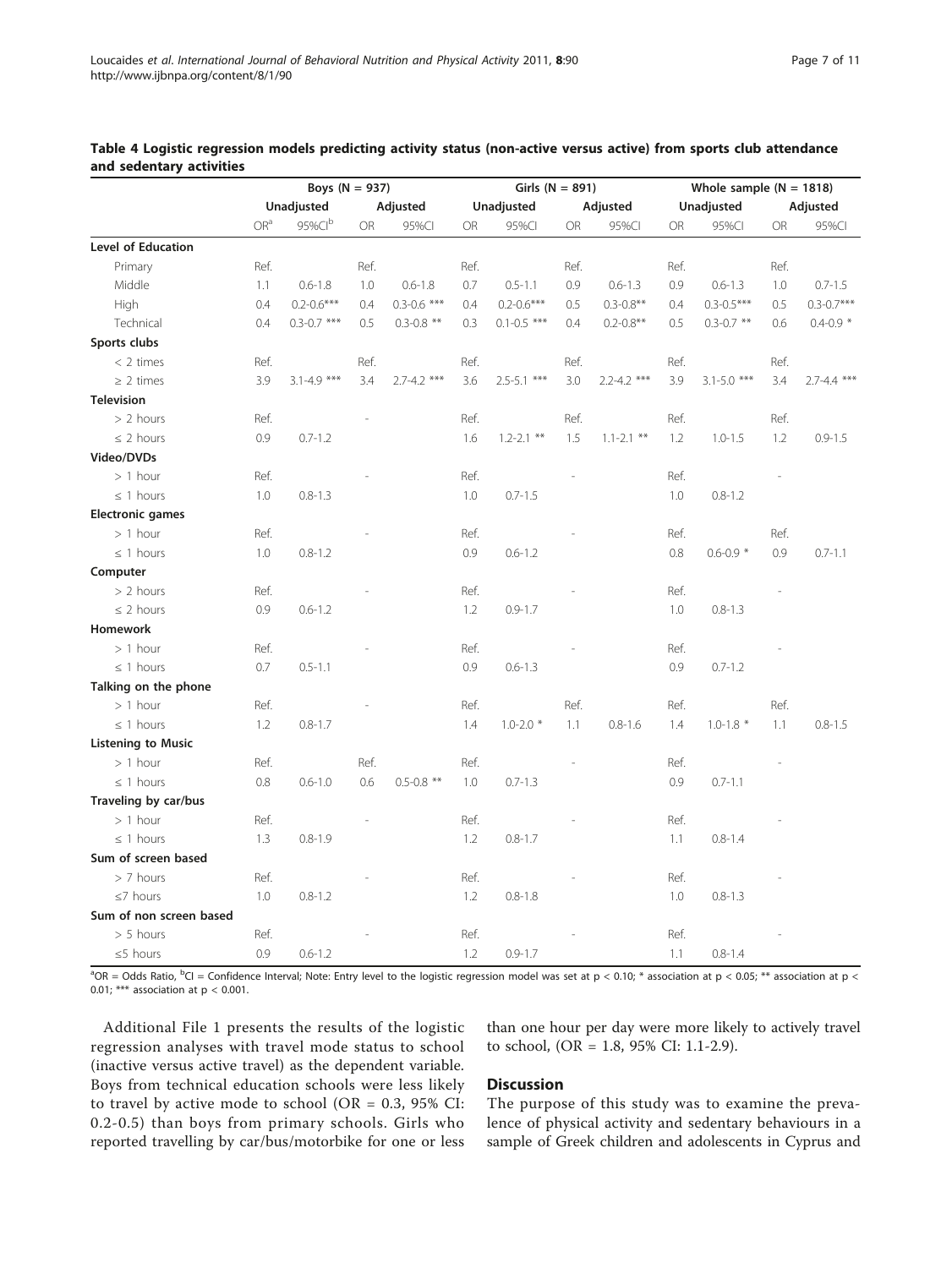**Table 4 Logistic regression models predicting activity status (non-active versus active) from sports club attendance and sedentary activities**

| | Boys (N = 937) | | | | Girls (N = 891) | | | | Whole sample (N = 1818) | | | |
|---|---|---|---|---|---|---|---|---|---|---|---|---|
| | Unadjusted | | Adjusted | | Unadjusted | | Adjusted | | Unadjusted | | Adjusted | |
| | OR[a] | 95%CI[b] | OR | 95%CI | OR | 95%CI | OR | 95%CI | OR | 95%CI | OR | 95%CI |
| **Level of Education** | | | | | | | | | | | | |
| Primary | Ref. | | Ref. | | Ref. | | Ref. | | Ref. | | Ref. | |
| Middle | 1.1 | 0.6-1.8 | 1.0 | 0.6-1.8 | 0.7 | 0.5-1.1 | 0.9 | 0.6-1.3 | 0.9 | 0.6-1.3 | 1.0 | 0.7-1.5 |
| High | 0.4 | 0.2-0.6*** | 0.4 | 0.3-0.6 *** | 0.4 | 0.2-0.6*** | 0.5 | 0.3-0.8** | 0.4 | 0.3-0.5*** | 0.5 | 0.3-0.7*** |
| Technical | 0.4 | 0.3-0.7 *** | 0.5 | 0.3-0.8 ** | 0.3 | 0.1-0.5 *** | 0.4 | 0.2-0.8** | 0.5 | 0.3-0.7 ** | 0.6 | 0.4-0.9 * |
| **Sports clubs** | | | | | | | | | | | | |
| < 2 times | Ref. | | Ref. | | Ref. | | Ref. | | Ref. | | Ref. | |
| ≥ 2 times | 3.9 | 3.1-4.9 *** | 3.4 | 2.7-4.2 *** | 3.6 | 2.5-5.1 *** | 3.0 | 2.2-4.2 *** | 3.9 | 3.1-5.0 *** | 3.4 | 2.7-4.4 *** |
| **Television** | | | | | | | | | | | | |
| > 2 hours | Ref. | | - | | Ref. | | Ref. | | Ref. | | Ref. | |
| ≤ 2 hours | 0.9 | 0.7-1.2 | | | 1.6 | 1.2-2.1 ** | 1.5 | 1.1-2.1 ** | 1.2 | 1.0-1.5 | 1.2 | 0.9-1.5 |
| **Video/DVDs** | | | | | | | | | | | | |
| > 1 hour | Ref. | | - | | Ref. | | - | | Ref. | | - | |
| ≤ 1 hours | 1.0 | 0.8-1.3 | | | 1.0 | 0.7-1.5 | | | 1.0 | 0.8-1.2 | | |
| **Electronic games** | | | | | | | | | | | | |
| > 1 hour | Ref. | | - | | Ref. | | - | | Ref. | | Ref. | |
| ≤ 1 hours | 1.0 | 0.8-1.2 | | | 0.9 | 0.6-1.2 | | | 0.8 | 0.6-0.9 * | 0.9 | 0.7-1.1 |
| **Computer** | | | | | | | | | | | | |
| > 2 hours | Ref. | | - | | Ref. | | - | | Ref. | | - | |
| ≤ 2 hours | 0.9 | 0.6-1.2 | | | 1.2 | 0.9-1.7 | | | 1.0 | 0.8-1.3 | | |
| **Homework** | | | | | | | | | | | | |
| > 1 hour | Ref. | | - | | Ref. | | - | | Ref. | | - | |
| ≤ 1 hours | 0.7 | 0.5-1.1 | | | 0.9 | 0.6-1.3 | | | 0.9 | 0.7-1.2 | | |
| **Talking on the phone** | | | | | | | | | | | | |
| > 1 hour | Ref. | | - | | Ref. | | Ref. | | Ref. | | Ref. | |
| ≤ 1 hours | 1.2 | 0.8-1.7 | | | 1.4 | 1.0-2.0 * | 1.1 | 0.8-1.6 | 1.4 | 1.0-1.8 * | 1.1 | 0.8-1.5 |
| **Listening to Music** | | | | | | | | | | | | |
| > 1 hour | Ref. | | Ref. | | Ref. | | - | | Ref. | | - | |
| ≤ 1 hours | 0.8 | 0.6-1.0 | 0.6 | 0.5-0.8 ** | 1.0 | 0.7-1.3 | | | 0.9 | 0.7-1.1 | | |
| **Traveling by car/bus** | | | | | | | | | | | | |
| > 1 hour | Ref. | | - | | Ref. | | - | | Ref. | | - | |
| ≤ 1 hours | 1.3 | 0.8-1.9 | | | 1.2 | 0.8-1.7 | | | 1.1 | 0.8-1.4 | | |
| **Sum of screen based** | | | | | | | | | | | | |
| > 7 hours | Ref. | | - | | Ref. | | - | | Ref. | | - | |
| ≤7 hours | 1.0 | 0.8-1.2 | | | 1.2 | 0.8-1.8 | | | 1.0 | 0.8-1.3 | | |
| **Sum of non screen based** | | | | | | | | | | | | |
| > 5 hours | Ref. | | - | | Ref. | | - | | Ref. | | - | |
| ≤5 hours | 0.9 | 0.6-1.2 | | | 1.2 | 0.9-1.7 | | | 1.1 | 0.8-1.4 | | |

[a]OR = Odds Ratio, [b]CI = Confidence Interval; Note: Entry level to the logistic regression model was set at $p < 0.10$; * association at $p < 0.05$; ** association at $p < 0.01$; *** association at $p < 0.001$.

Additional File 1 presents the results of the logistic regression analyses with travel mode status to school (inactive versus active travel) as the dependent variable. Boys from technical education schools were less likely to travel by active mode to school (OR = 0.3, 95% CI: 0.2-0.5) than boys from primary schools. Girls who reported travelling by car/bus/motorbike for one or less than one hour per day were more likely to actively travel to school, (OR = 1.8, 95% CI: 1.1-2.9).

## Discussion

The purpose of this study was to examine the prevalence of physical activity and sedentary behaviours in a sample of Greek children and adolescents in Cyprus and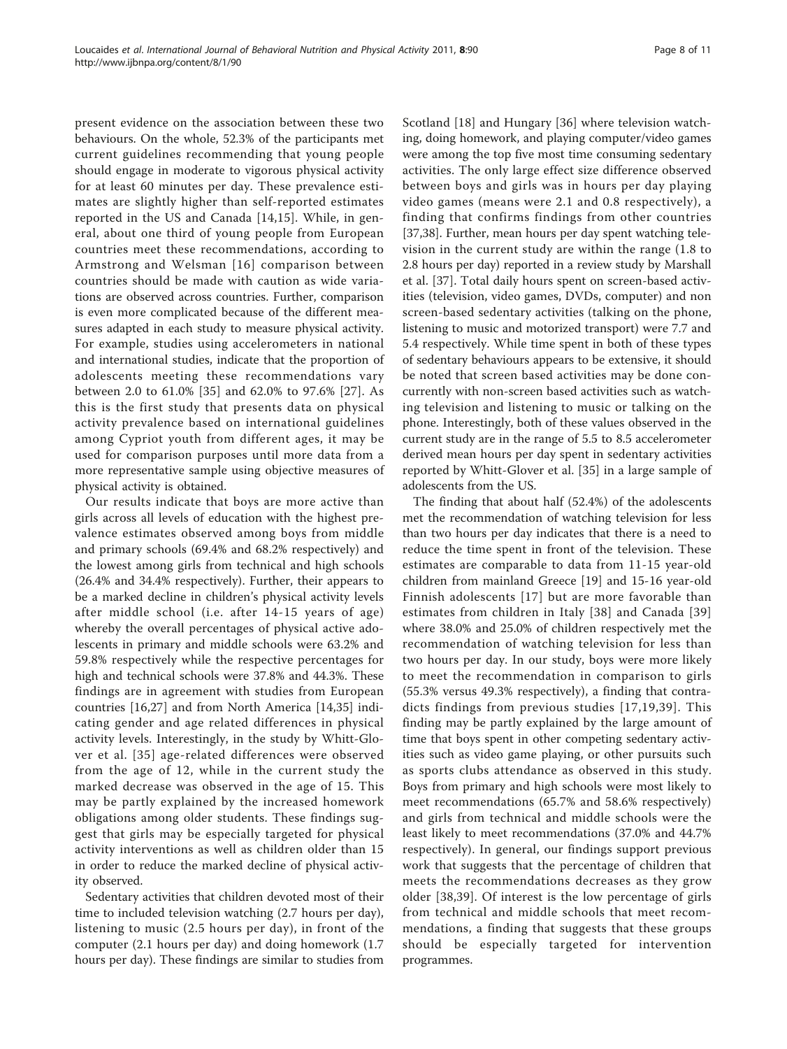present evidence on the association between these two behaviours. On the whole, 52.3% of the participants met current guidelines recommending that young people should engage in moderate to vigorous physical activity for at least 60 minutes per day. These prevalence estimates are slightly higher than self-reported estimates reported in the US and Canada [14,15]. While, in general, about one third of young people from European countries meet these recommendations, according to Armstrong and Welsman [16] comparison between countries should be made with caution as wide variations are observed across countries. Further, comparison is even more complicated because of the different measures adapted in each study to measure physical activity. For example, studies using accelerometers in national and international studies, indicate that the proportion of adolescents meeting these recommendations vary between 2.0 to 61.0% [35] and 62.0% to 97.6% [27]. As this is the first study that presents data on physical activity prevalence based on international guidelines among Cypriot youth from different ages, it may be used for comparison purposes until more data from a more representative sample using objective measures of physical activity is obtained.

Our results indicate that boys are more active than girls across all levels of education with the highest prevalence estimates observed among boys from middle and primary schools (69.4% and 68.2% respectively) and the lowest among girls from technical and high schools (26.4% and 34.4% respectively). Further, their appears to be a marked decline in children's physical activity levels after middle school (i.e. after 14-15 years of age) whereby the overall percentages of physical active adolescents in primary and middle schools were 63.2% and 59.8% respectively while the respective percentages for high and technical schools were 37.8% and 44.3%. These findings are in agreement with studies from European countries [16,27] and from North America [14,35] indicating gender and age related differences in physical activity levels. Interestingly, in the study by Whitt-Glover et al. [35] age-related differences were observed from the age of 12, while in the current study the marked decrease was observed in the age of 15. This may be partly explained by the increased homework obligations among older students. These findings suggest that girls may be especially targeted for physical activity interventions as well as children older than 15 in order to reduce the marked decline of physical activity observed.

Sedentary activities that children devoted most of their time to included television watching (2.7 hours per day), listening to music (2.5 hours per day), in front of the computer (2.1 hours per day) and doing homework (1.7 hours per day). These findings are similar to studies from Scotland [18] and Hungary [36] where television watching, doing homework, and playing computer/video games were among the top five most time consuming sedentary activities. The only large effect size difference observed between boys and girls was in hours per day playing video games (means were 2.1 and 0.8 respectively), a finding that confirms findings from other countries [37,38]. Further, mean hours per day spent watching television in the current study are within the range (1.8 to 2.8 hours per day) reported in a review study by Marshall et al. [37]. Total daily hours spent on screen-based activities (television, video games, DVDs, computer) and non screen-based sedentary activities (talking on the phone, listening to music and motorized transport) were 7.7 and 5.4 respectively. While time spent in both of these types of sedentary behaviours appears to be extensive, it should be noted that screen based activities may be done concurrently with non-screen based activities such as watching television and listening to music or talking on the phone. Interestingly, both of these values observed in the current study are in the range of 5.5 to 8.5 accelerometer derived mean hours per day spent in sedentary activities reported by Whitt-Glover et al. [35] in a large sample of adolescents from the US.

The finding that about half (52.4%) of the adolescents met the recommendation of watching television for less than two hours per day indicates that there is a need to reduce the time spent in front of the television. These estimates are comparable to data from 11-15 year-old children from mainland Greece [19] and 15-16 year-old Finnish adolescents [17] but are more favorable than estimates from children in Italy [38] and Canada [39] where 38.0% and 25.0% of children respectively met the recommendation of watching television for less than two hours per day. In our study, boys were more likely to meet the recommendation in comparison to girls (55.3% versus 49.3% respectively), a finding that contradicts findings from previous studies [17,19,39]. This finding may be partly explained by the large amount of time that boys spent in other competing sedentary activities such as video game playing, or other pursuits such as sports clubs attendance as observed in this study. Boys from primary and high schools were most likely to meet recommendations (65.7% and 58.6% respectively) and girls from technical and middle schools were the least likely to meet recommendations (37.0% and 44.7% respectively). In general, our findings support previous work that suggests that the percentage of children that meets the recommendations decreases as they grow older [38,39]. Of interest is the low percentage of girls from technical and middle schools that meet recommendations, a finding that suggests that these groups should be especially targeted for intervention programmes.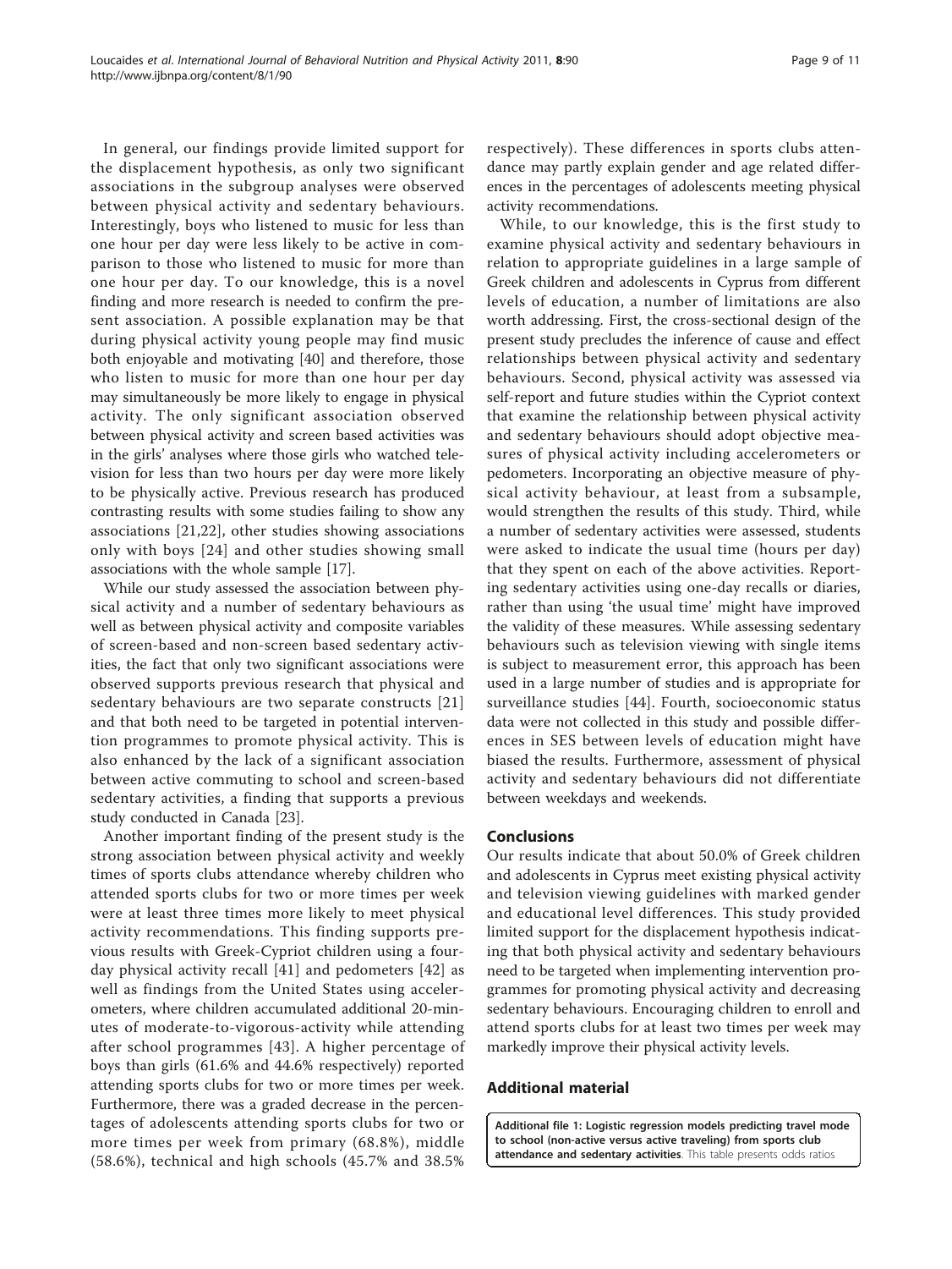In general, our findings provide limited support for the displacement hypothesis, as only two significant associations in the subgroup analyses were observed between physical activity and sedentary behaviours. Interestingly, boys who listened to music for less than one hour per day were less likely to be active in comparison to those who listened to music for more than one hour per day. To our knowledge, this is a novel finding and more research is needed to confirm the present association. A possible explanation may be that during physical activity young people may find music both enjoyable and motivating [40] and therefore, those who listen to music for more than one hour per day may simultaneously be more likely to engage in physical activity. The only significant association observed between physical activity and screen based activities was in the girls' analyses where those girls who watched television for less than two hours per day were more likely to be physically active. Previous research has produced contrasting results with some studies failing to show any associations [21,22], other studies showing associations only with boys [24] and other studies showing small associations with the whole sample [17].

While our study assessed the association between physical activity and a number of sedentary behaviours as well as between physical activity and composite variables of screen-based and non-screen based sedentary activities, the fact that only two significant associations were observed supports previous research that physical and sedentary behaviours are two separate constructs [21] and that both need to be targeted in potential intervention programmes to promote physical activity. This is also enhanced by the lack of a significant association between active commuting to school and screen-based sedentary activities, a finding that supports a previous study conducted in Canada [23].

Another important finding of the present study is the strong association between physical activity and weekly times of sports clubs attendance whereby children who attended sports clubs for two or more times per week were at least three times more likely to meet physical activity recommendations. This finding supports previous results with Greek-Cypriot children using a four-day physical activity recall [41] and pedometers [42] as well as findings from the United States using accelerometers, where children accumulated additional 20-minutes of moderate-to-vigorous-activity while attending after school programmes [43]. A higher percentage of boys than girls (61.6% and 44.6% respectively) reported attending sports clubs for two or more times per week. Furthermore, there was a graded decrease in the percentages of adolescents attending sports clubs for two or more times per week from primary (68.8%), middle (58.6%), technical and high schools (45.7% and 38.5% respectively). These differences in sports clubs attendance may partly explain gender and age related differences in the percentages of adolescents meeting physical activity recommendations.

While, to our knowledge, this is the first study to examine physical activity and sedentary behaviours in relation to appropriate guidelines in a large sample of Greek children and adolescents in Cyprus from different levels of education, a number of limitations are also worth addressing. First, the cross-sectional design of the present study precludes the inference of cause and effect relationships between physical activity and sedentary behaviours. Second, physical activity was assessed via self-report and future studies within the Cypriot context that examine the relationship between physical activity and sedentary behaviours should adopt objective measures of physical activity including accelerometers or pedometers. Incorporating an objective measure of physical activity behaviour, at least from a subsample, would strengthen the results of this study. Third, while a number of sedentary activities were assessed, students were asked to indicate the usual time (hours per day) that they spent on each of the above activities. Reporting sedentary activities using one-day recalls or diaries, rather than using 'the usual time' might have improved the validity of these measures. While assessing sedentary behaviours such as television viewing with single items is subject to measurement error, this approach has been used in a large number of studies and is appropriate for surveillance studies [44]. Fourth, socioeconomic status data were not collected in this study and possible differences in SES between levels of education might have biased the results. Furthermore, assessment of physical activity and sedentary behaviours did not differentiate between weekdays and weekends.

## Conclusions

Our results indicate that about 50.0% of Greek children and adolescents in Cyprus meet existing physical activity and television viewing guidelines with marked gender and educational level differences. This study provided limited support for the displacement hypothesis indicating that both physical activity and sedentary behaviours need to be targeted when implementing intervention programmes for promoting physical activity and decreasing sedentary behaviours. Encouraging children to enroll and attend sports clubs for at least two times per week may markedly improve their physical activity levels.

## Additional material

**Additional file 1: Logistic regression models predicting travel mode to school (non-active versus active traveling) from sports club attendance and sedentary activities**. This table presents odds ratios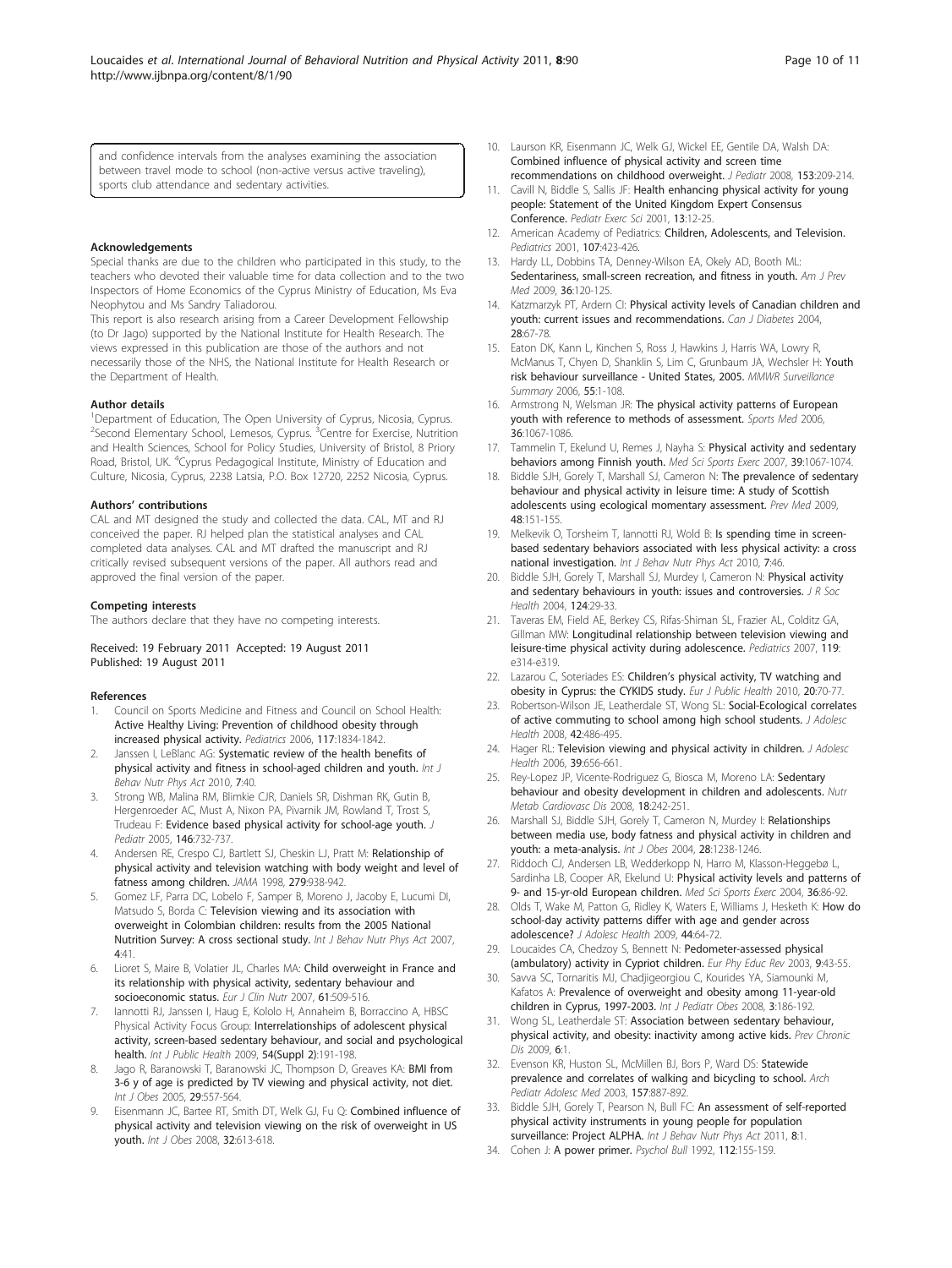and confidence intervals from the analyses examining the association between travel mode to school (non-active versus active traveling), sports club attendance and sedentary activities.

#### Acknowledgements

Special thanks are due to the children who participated in this study, to the teachers who devoted their valuable time for data collection and to the two Inspectors of Home Economics of the Cyprus Ministry of Education, Ms Eva Neophytou and Ms Sandry Taliadorou.

This report is also research arising from a Career Development Fellowship (to Dr Jago) supported by the National Institute for Health Research. The views expressed in this publication are those of the authors and not necessarily those of the NHS, the National Institute for Health Research or the Department of Health.

#### Author details

[1]Department of Education, The Open University of Cyprus, Nicosia, Cyprus. [2]Second Elementary School, Lemesos, Cyprus. [3]Centre for Exercise, Nutrition and Health Sciences, School for Policy Studies, University of Bristol, 8 Priory Road, Bristol, UK. [4]Cyprus Pedagogical Institute, Ministry of Education and Culture, Nicosia, Cyprus, 2238 Latsia, P.O. Box 12720, 2252 Nicosia, Cyprus.

#### Authors' contributions

CAL and MT designed the study and collected the data. CAL, MT and RJ conceived the paper. RJ helped plan the statistical analyses and CAL completed data analyses. CAL and MT drafted the manuscript and RJ critically revised subsequent versions of the paper. All authors read and approved the final version of the paper.

#### Competing interests

The authors declare that they have no competing interests.

Received: 19 February 2011 Accepted: 19 August 2011
Published: 19 August 2011

#### References

1. Council on Sports Medicine and Fitness and Council on School Health: Active Healthy Living: Prevention of childhood obesity through increased physical activity. *Pediatrics* 2006, 117:1834-1842.
2. Janssen I, LeBlanc AG: Systematic review of the health benefits of physical activity and fitness in school-aged children and youth. *Int J Behav Nutr Phys Act* 2010, 7:40.
3. Strong WB, Malina RM, Blimkie CJR, Daniels SR, Dishman RK, Gutin B, Hergenroeder AC, Must A, Nixon PA, Pivarnik JM, Rowland T, Trost S, Trudeau F: Evidence based physical activity for school-age youth. *J Pediatr* 2005, 146:732-737.
4. Andersen RE, Crespo CJ, Bartlett SJ, Cheskin LJ, Pratt M: Relationship of physical activity and television watching with body weight and level of fatness among children. *JAMA* 1998, 279:938-942.
5. Gomez LF, Parra DC, Lobelo F, Samper B, Moreno J, Jacoby E, Lucumi DI, Matsudo S, Borda C: Television viewing and its association with overweight in Colombian children: results from the 2005 National Nutrition Survey: A cross sectional study. *Int J Behav Nutr Phys Act* 2007, 4:41.
6. Lioret S, Maire B, Volatier JL, Charles MA: Child overweight in France and its relationship with physical activity, sedentary behaviour and socioeconomic status. *Eur J Clin Nutr* 2007, 61:509-516.
7. Iannotti RJ, Janssen I, Haug E, Kololo H, Annaheim B, Borraccino A, HBSC Physical Activity Focus Group: Interrelationships of adolescent physical activity, screen-based sedentary behaviour, and social and psychological health. *Int J Public Health* 2009, 54(Suppl 2):191-198.
8. Jago R, Baranowski T, Baranowski JC, Thompson D, Greaves KA: BMI from 3-6 y of age is predicted by TV viewing and physical activity, not diet. *Int J Obes* 2005, 29:557-564.
9. Eisenmann JC, Bartee RT, Smith DT, Welk GJ, Fu Q: Combined influence of physical activity and television viewing on the risk of overweight in US youth. *Int J Obes* 2008, 32:613-618.
10. Laurson KR, Eisenmann JC, Welk GJ, Wickel EE, Gentile DA, Walsh DA: Combined influence of physical activity and screen time recommendations on childhood overweight. *J Pediatr* 2008, 153:209-214.
11. Cavill N, Biddle S, Sallis JF: Health enhancing physical activity for young people: Statement of the United Kingdom Expert Consensus Conference. *Pediatr Exerc Sci* 2001, 13:12-25.
12. American Academy of Pediatrics: Children, Adolescents, and Television. *Pediatrics* 2001, 107:423-426.
13. Hardy LL, Dobbins TA, Denney-Wilson EA, Okely AD, Booth ML: Sedentariness, small-screen recreation, and fitness in youth. *Am J Prev Med* 2009, 36:120-125.
14. Katzmarzyk PT, Ardern CI: Physical activity levels of Canadian children and youth: current issues and recommendations. *Can J Diabetes* 2004, 28:67-78.
15. Eaton DK, Kann L, Kinchen S, Ross J, Hawkins J, Harris WA, Lowry R, McManus T, Chyen D, Shanklin S, Lim C, Grunbaum JA, Wechsler H: Youth risk behaviour surveillance - United States, 2005. *MMWR Surveillance Summary* 2006, 55:1-108.
16. Armstrong N, Welsman JR: The physical activity patterns of European youth with reference to methods of assessment. *Sports Med* 2006, 36:1067-1086.
17. Tammelin T, Ekelund U, Remes J, Nayha S: Physical activity and sedentary behaviors among Finnish youth. *Med Sci Sports Exerc* 2007, 39:1067-1074.
18. Biddle SJH, Gorely T, Marshall SJ, Cameron N: The prevalence of sedentary behaviour and physical activity in leisure time: A study of Scottish adolescents using ecological momentary assessment. *Prev Med* 2009, 48:151-155.
19. Melkevik O, Torsheim T, Iannotti RJ, Wold B: Is spending time in screen-based sedentary behaviors associated with less physical activity: a cross national investigation. *Int J Behav Nutr Phys Act* 2010, 7:46.
20. Biddle SJH, Gorely T, Marshall SJ, Murdey I, Cameron N: Physical activity and sedentary behaviours in youth: issues and controversies. *J R Soc Health* 2004, 124:29-33.
21. Taveras EM, Field AE, Berkey CS, Rifas-Shiman SL, Frazier AL, Colditz GA, Gillman MW: Longitudinal relationship between television viewing and leisure-time physical activity during adolescence. *Pediatrics* 2007, 119: e314-e319.
22. Lazarou C, Soteriades ES: Children's physical activity, TV watching and obesity in Cyprus: the CYKIDS study. *Eur J Public Health* 2010, 20:70-77.
23. Robertson-Wilson JE, Leatherdale ST, Wong SL: Social-Ecological correlates of active commuting to school among high school students. *J Adolesc Health* 2008, 42:486-495.
24. Hager RL: Television viewing and physical activity in children. *J Adolesc Health* 2006, 39:656-661.
25. Rey-Lopez JP, Vicente-Rodriguez G, Biosca M, Moreno LA: Sedentary behaviour and obesity development in children and adolescents. *Nutr Metab Cardiovasc Dis* 2008, 18:242-251.
26. Marshall SJ, Biddle SJH, Gorely T, Cameron N, Murdey I: Relationships between media use, body fatness and physical activity in children and youth: a meta-analysis. *Int J Obes* 2004, 28:1238-1246.
27. Riddoch CJ, Andersen LB, Wedderkopp N, Harro M, Klasson-Heggebø L, Sardinha LB, Cooper AR, Ekelund U: Physical activity levels and patterns of 9- and 15-yr-old European children. *Med Sci Sports Exerc* 2004, 36:86-92.
28. Olds T, Wake M, Patton G, Ridley K, Waters E, Williams J, Hesketh K: How do school-day activity patterns differ with age and gender across adolescence? *J Adolesc Health* 2009, 44:64-72.
29. Loucaides CA, Chedzoy S, Bennett N: Pedometer-assessed physical (ambulatory) activity in Cypriot children. *Eur Phy Educ Rev* 2003, 9:43-55.
30. Savva SC, Tornaritis MJ, Chadjigeorgiou C, Kourides YA, Siamounki M, Kafatos A: Prevalence of overweight and obesity among 11-year-old children in Cyprus, 1997-2003. *Int J Pediatr Obes* 2008, 3:186-192.
31. Wong SL, Leatherdale ST: Association between sedentary behaviour, physical activity, and obesity: inactivity among active kids. *Prev Chronic Dis* 2009, 6:1.
32. Evenson KR, Huston SL, McMillen BJ, Bors P, Ward DS: Statewide prevalence and correlates of walking and bicycling to school. *Arch Pediatr Adolesc Med* 2003, 157:887-892.
33. Biddle SJH, Gorely T, Pearson N, Bull FC: An assessment of self-reported physical activity instruments in young people for population surveillance: Project ALPHA. *Int J Behav Nutr Phys Act* 2011, 8:1.
34. Cohen J: A power primer. *Psychol Bull* 1992, 112:155-159.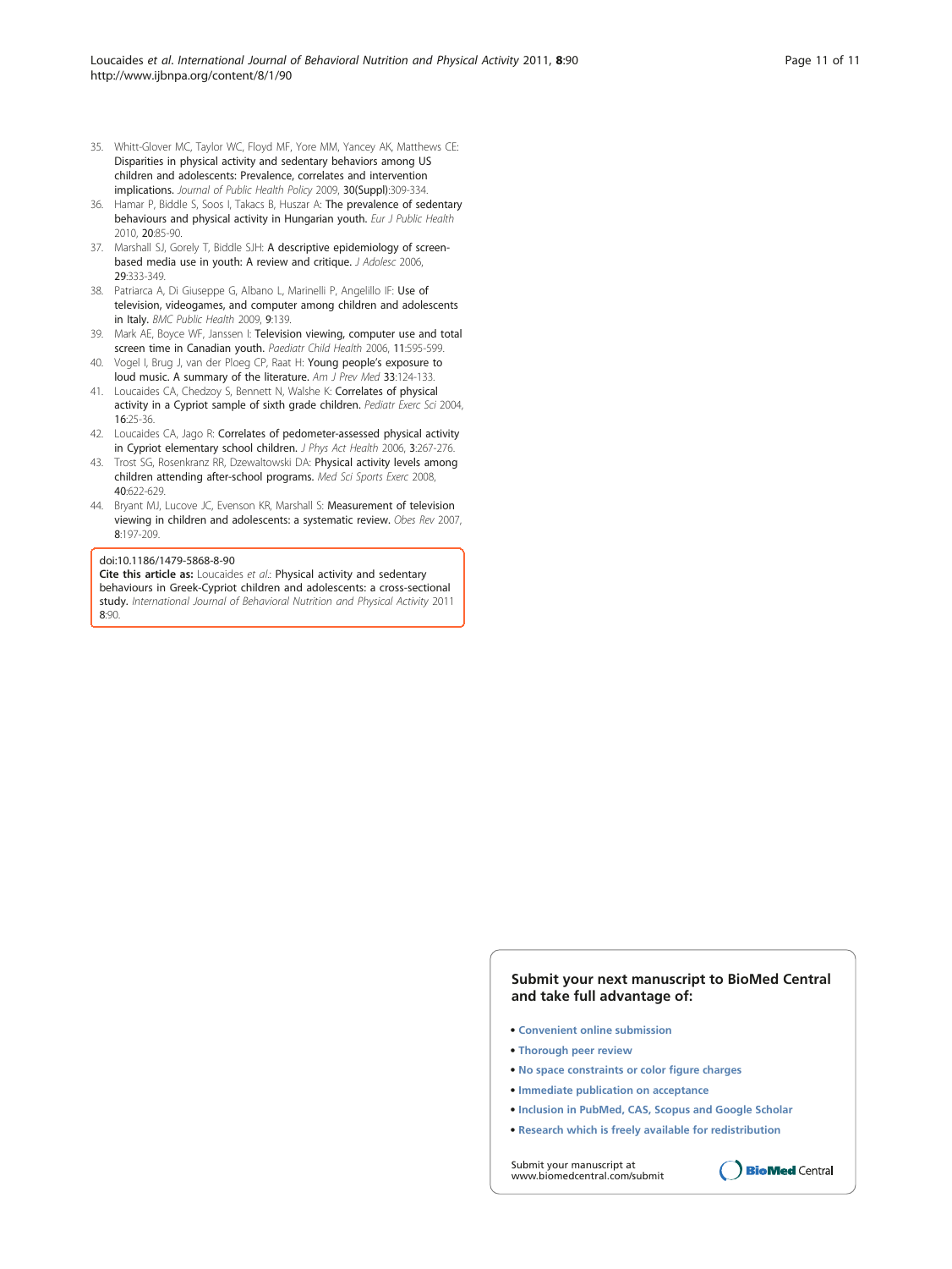35. Whitt-Glover MC, Taylor WC, Floyd MF, Yore MM, Yancey AK, Matthews CE: **Disparities in physical activity and sedentary behaviors among US children and adolescents: Prevalence, correlates and intervention implications.** *Journal of Public Health Policy* 2009, **30(Suppl)**:309-334.
36. Hamar P, Biddle S, Soos I, Takacs B, Huszar A: **The prevalence of sedentary behaviours and physical activity in Hungarian youth.** *Eur J Public Health* 2010, **20**:85-90.
37. Marshall SJ, Gorely T, Biddle SJH: **A descriptive epidemiology of screen-based media use in youth: A review and critique.** *J Adolesc* 2006, **29**:333-349.
38. Patriarca A, Di Giuseppe G, Albano L, Marinelli P, Angelillo IF: **Use of television, videogames, and computer among children and adolescents in Italy.** *BMC Public Health* 2009, **9**:139.
39. Mark AE, Boyce WF, Janssen I: **Television viewing, computer use and total screen time in Canadian youth.** *Paediatr Child Health* 2006, **11**:595-599.
40. Vogel I, Brug J, van der Ploeg CP, Raat H: **Young people's exposure to loud music. A summary of the literature.** *Am J Prev Med* **33**:124-133.
41. Loucaides CA, Chedzoy S, Bennett N, Walshe K: **Correlates of physical activity in a Cypriot sample of sixth grade children.** *Pediatr Exerc Sci* 2004, **16**:25-36.
42. Loucaides CA, Jago R: **Correlates of pedometer-assessed physical activity in Cypriot elementary school children.** *J Phys Act Health* 2006, **3**:267-276.
43. Trost SG, Rosenkranz RR, Dzewaltowski DA: **Physical activity levels among children attending after-school programs.** *Med Sci Sports Exerc* 2008, **40**:622-629.
44. Bryant MJ, Lucove JC, Evenson KR, Marshall S: **Measurement of television viewing in children and adolescents: a systematic review.** *Obes Rev* 2007, **8**:197-209.

doi:10.1186/1479-5868-8-90

**Cite this article as:** Loucaides *et al.*: **Physical activity and sedentary behaviours in Greek-Cypriot children and adolescents: a cross-sectional study.** *International Journal of Behavioral Nutrition and Physical Activity* 2011 **8**:90.

**Submit your next manuscript to BioMed Central and take full advantage of:**

- **Convenient online submission**
- **Thorough peer review**
- **No space constraints or color figure charges**
- **Immediate publication on acceptance**
- **Inclusion in PubMed, CAS, Scopus and Google Scholar**
- **Research which is freely available for redistribution**

Submit your manuscript at
www.biomedcentral.com/submit

BioMed Central